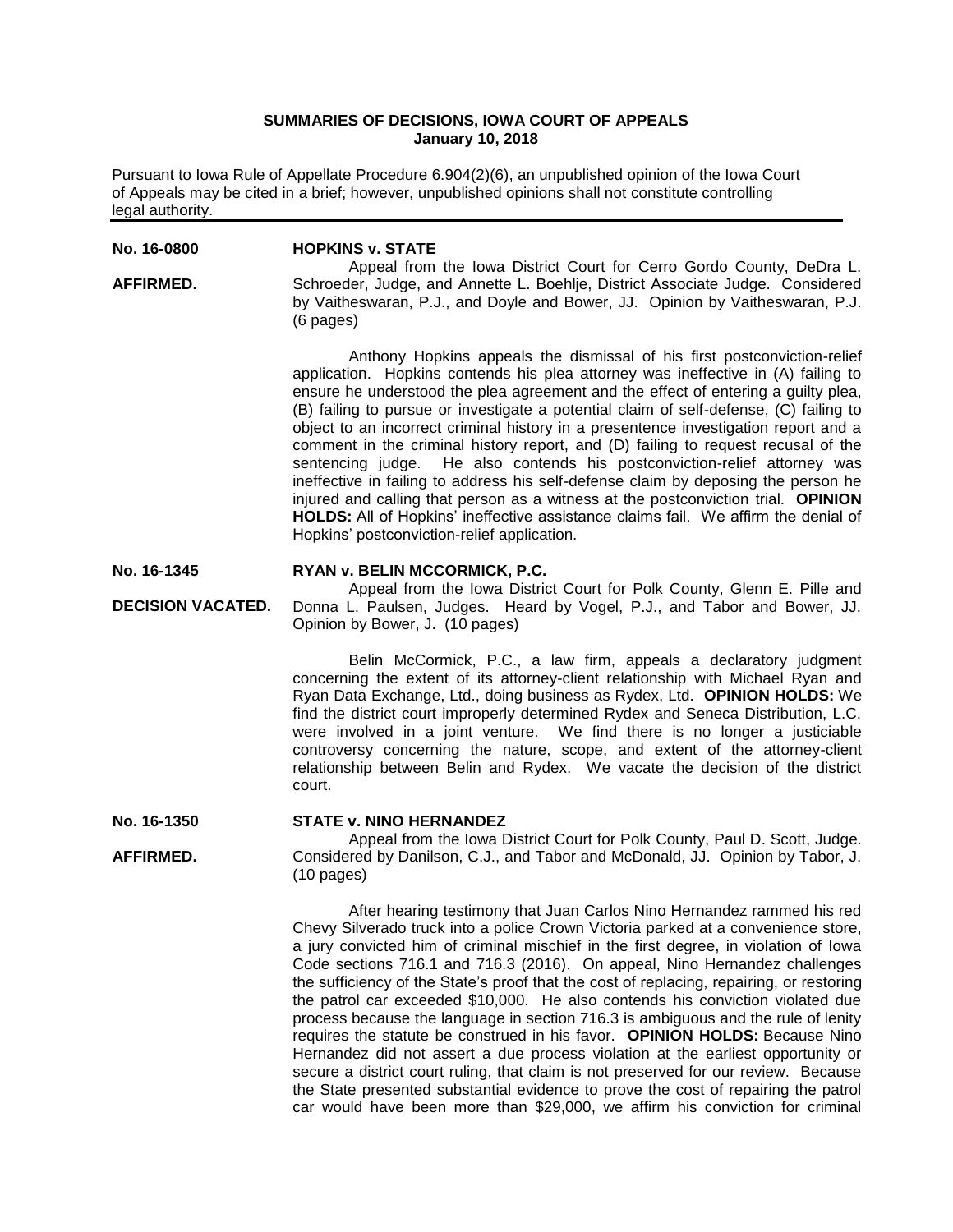**SUMMARIES OF DECISIONS, IOWA COURT OF APPEALS**
**January 10, 2018**

Pursuant to Iowa Rule of Appellate Procedure 6.904(2)(6), an unpublished opinion of the Iowa Court of Appeals may be cited in a brief; however, unpublished opinions shall not constitute controlling legal authority.

---

**No. 16-0800** **HOPKINS v. STATE**

**AFFIRMED.**

Appeal from the Iowa District Court for Cerro Gordo County, DeDra L. Schroeder, Judge, and Annette L. Boehlje, District Associate Judge. Considered by Vaitheswaran, P.J., and Doyle and Bower, JJ. Opinion by Vaitheswaran, P.J. (6 pages)

Anthony Hopkins appeals the dismissal of his first postconviction-relief application. Hopkins contends his plea attorney was ineffective in (A) failing to ensure he understood the plea agreement and the effect of entering a guilty plea, (B) failing to pursue or investigate a potential claim of self-defense, (C) failing to object to an incorrect criminal history in a presentence investigation report and a comment in the criminal history report, and (D) failing to request recusal of the sentencing judge. He also contends his postconviction-relief attorney was ineffective in failing to address his self-defense claim by deposing the person he injured and calling that person as a witness at the postconviction trial. **OPINION HOLDS:** All of Hopkins' ineffective assistance claims fail. We affirm the denial of Hopkins' postconviction-relief application.

**No. 16-1345** **RYAN v. BELIN MCCORMICK, P.C.**

**DECISION VACATED.**

Appeal from the Iowa District Court for Polk County, Glenn E. Pille and Donna L. Paulsen, Judges. Heard by Vogel, P.J., and Tabor and Bower, JJ. Opinion by Bower, J. (10 pages)

Belin McCormick, P.C., a law firm, appeals a declaratory judgment concerning the extent of its attorney-client relationship with Michael Ryan and Ryan Data Exchange, Ltd., doing business as Rydex, Ltd. **OPINION HOLDS:** We find the district court improperly determined Rydex and Seneca Distribution, L.C. were involved in a joint venture. We find there is no longer a justiciable controversy concerning the nature, scope, and extent of the attorney-client relationship between Belin and Rydex. We vacate the decision of the district court.

**No. 16-1350** **STATE v. NINO HERNANDEZ**

**AFFIRMED.**

Appeal from the Iowa District Court for Polk County, Paul D. Scott, Judge. Considered by Danilson, C.J., and Tabor and McDonald, JJ. Opinion by Tabor, J. (10 pages)

After hearing testimony that Juan Carlos Nino Hernandez rammed his red Chevy Silverado truck into a police Crown Victoria parked at a convenience store, a jury convicted him of criminal mischief in the first degree, in violation of Iowa Code sections 716.1 and 716.3 (2016). On appeal, Nino Hernandez challenges the sufficiency of the State's proof that the cost of replacing, repairing, or restoring the patrol car exceeded $10,000. He also contends his conviction violated due process because the language in section 716.3 is ambiguous and the rule of lenity requires the statute be construed in his favor. **OPINION HOLDS:** Because Nino Hernandez did not assert a due process violation at the earliest opportunity or secure a district court ruling, that claim is not preserved for our review. Because the State presented substantial evidence to prove the cost of repairing the patrol car would have been more than $29,000, we affirm his conviction for criminal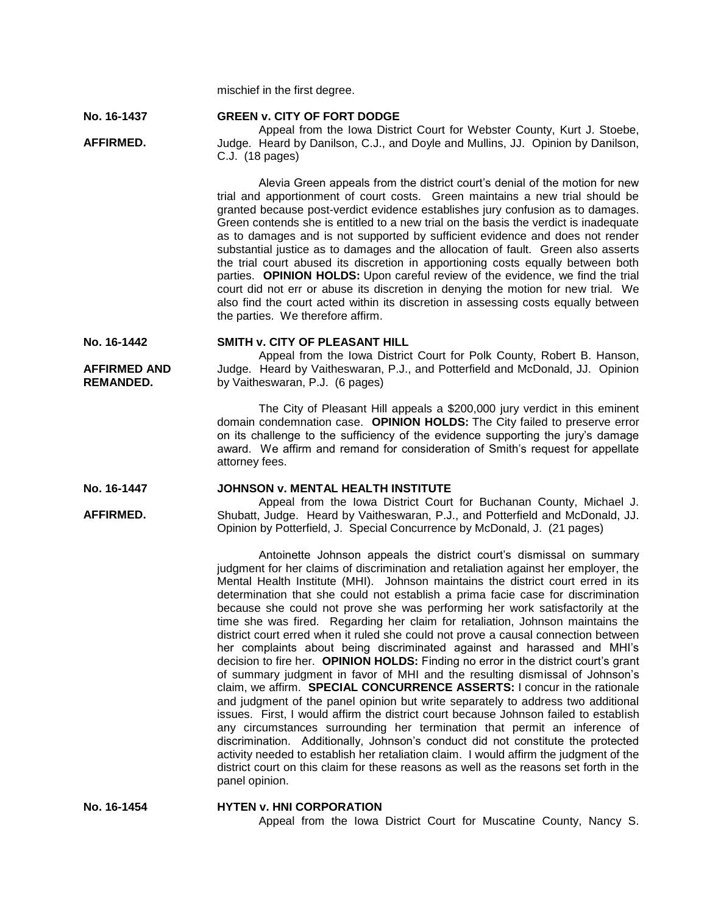mischief in the first degree.

**No. 16-1437**

**AFFIRMED.**

**GREEN v. CITY OF FORT DODGE**

Appeal from the Iowa District Court for Webster County, Kurt J. Stoebe, Judge. Heard by Danilson, C.J., and Doyle and Mullins, JJ. Opinion by Danilson, C.J. (18 pages)

Alevia Green appeals from the district court's denial of the motion for new trial and apportionment of court costs. Green maintains a new trial should be granted because post-verdict evidence establishes jury confusion as to damages. Green contends she is entitled to a new trial on the basis the verdict is inadequate as to damages and is not supported by sufficient evidence and does not render substantial justice as to damages and the allocation of fault. Green also asserts the trial court abused its discretion in apportioning costs equally between both parties. **OPINION HOLDS:** Upon careful review of the evidence, we find the trial court did not err or abuse its discretion in denying the motion for new trial. We also find the court acted within its discretion in assessing costs equally between the parties. We therefore affirm.

**No. 16-1442**

**AFFIRMED AND REMANDED.**

**SMITH v. CITY OF PLEASANT HILL**

Appeal from the Iowa District Court for Polk County, Robert B. Hanson, Judge. Heard by Vaitheswaran, P.J., and Potterfield and McDonald, JJ. Opinion by Vaitheswaran, P.J. (6 pages)

The City of Pleasant Hill appeals a $200,000 jury verdict in this eminent domain condemnation case. **OPINION HOLDS:** The City failed to preserve error on its challenge to the sufficiency of the evidence supporting the jury's damage award. We affirm and remand for consideration of Smith's request for appellate attorney fees.

**No. 16-1447**

**AFFIRMED.**

**JOHNSON v. MENTAL HEALTH INSTITUTE**

Appeal from the Iowa District Court for Buchanan County, Michael J. Shubatt, Judge. Heard by Vaitheswaran, P.J., and Potterfield and McDonald, JJ. Opinion by Potterfield, J. Special Concurrence by McDonald, J. (21 pages)

Antoinette Johnson appeals the district court's dismissal on summary judgment for her claims of discrimination and retaliation against her employer, the Mental Health Institute (MHI). Johnson maintains the district court erred in its determination that she could not establish a prima facie case for discrimination because she could not prove she was performing her work satisfactorily at the time she was fired. Regarding her claim for retaliation, Johnson maintains the district court erred when it ruled she could not prove a causal connection between her complaints about being discriminated against and harassed and MHI's decision to fire her. **OPINION HOLDS:** Finding no error in the district court's grant of summary judgment in favor of MHI and the resulting dismissal of Johnson's claim, we affirm. **SPECIAL CONCURRENCE ASSERTS:** I concur in the rationale and judgment of the panel opinion but write separately to address two additional issues. First, I would affirm the district court because Johnson failed to establish any circumstances surrounding her termination that permit an inference of discrimination. Additionally, Johnson's conduct did not constitute the protected activity needed to establish her retaliation claim. I would affirm the judgment of the district court on this claim for these reasons as well as the reasons set forth in the panel opinion.

**No. 16-1454**

**HYTEN v. HNI CORPORATION**

Appeal from the Iowa District Court for Muscatine County, Nancy S.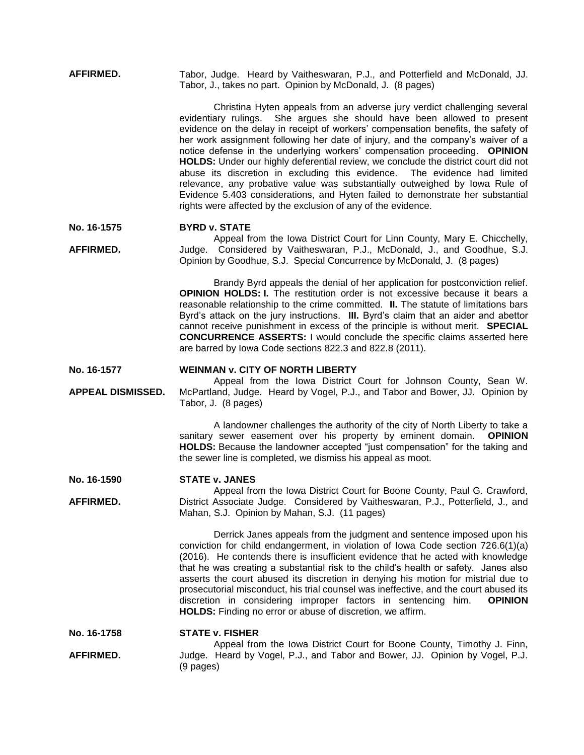**AFFIRMED.** Tabor, Judge. Heard by Vaitheswaran, P.J., and Potterfield and McDonald, JJ. Tabor, J., takes no part. Opinion by McDonald, J. (8 pages)

Christina Hyten appeals from an adverse jury verdict challenging several evidentiary rulings. She argues she should have been allowed to present evidence on the delay in receipt of workers' compensation benefits, the safety of her work assignment following her date of injury, and the company's waiver of a notice defense in the underlying workers' compensation proceeding. **OPINION HOLDS:** Under our highly deferential review, we conclude the district court did not abuse its discretion in excluding this evidence. The evidence had limited relevance, any probative value was substantially outweighed by Iowa Rule of Evidence 5.403 considerations, and Hyten failed to demonstrate her substantial rights were affected by the exclusion of any of the evidence.

**No. 16-1575** **BYRD v. STATE**

**AFFIRMED.** Appeal from the Iowa District Court for Linn County, Mary E. Chicchelly, Judge. Considered by Vaitheswaran, P.J., McDonald, J., and Goodhue, S.J. Opinion by Goodhue, S.J. Special Concurrence by McDonald, J. (8 pages)

Brandy Byrd appeals the denial of her application for postconviction relief. **OPINION HOLDS: I.** The restitution order is not excessive because it bears a reasonable relationship to the crime committed. **II.** The statute of limitations bars Byrd's attack on the jury instructions. **III.** Byrd's claim that an aider and abettor cannot receive punishment in excess of the principle is without merit. **SPECIAL CONCURRENCE ASSERTS:** I would conclude the specific claims asserted here are barred by Iowa Code sections 822.3 and 822.8 (2011).

**No. 16-1577** **WEINMAN v. CITY OF NORTH LIBERTY**

**APPEAL DISMISSED.** Appeal from the Iowa District Court for Johnson County, Sean W. McPartland, Judge. Heard by Vogel, P.J., and Tabor and Bower, JJ. Opinion by Tabor, J. (8 pages)

A landowner challenges the authority of the city of North Liberty to take a sanitary sewer easement over his property by eminent domain. **OPINION HOLDS:** Because the landowner accepted "just compensation" for the taking and the sewer line is completed, we dismiss his appeal as moot.

**No. 16-1590** **STATE v. JANES**

**AFFIRMED.** Appeal from the Iowa District Court for Boone County, Paul G. Crawford, District Associate Judge. Considered by Vaitheswaran, P.J., Potterfield, J., and Mahan, S.J. Opinion by Mahan, S.J. (11 pages)

Derrick Janes appeals from the judgment and sentence imposed upon his conviction for child endangerment, in violation of Iowa Code section 726.6(1)(a) (2016). He contends there is insufficient evidence that he acted with knowledge that he was creating a substantial risk to the child's health or safety. Janes also asserts the court abused its discretion in denying his motion for mistrial due to prosecutorial misconduct, his trial counsel was ineffective, and the court abused its discretion in considering improper factors in sentencing him. **OPINION HOLDS:** Finding no error or abuse of discretion, we affirm.

**No. 16-1758** **STATE v. FISHER**

**AFFIRMED.** Appeal from the Iowa District Court for Boone County, Timothy J. Finn, Judge. Heard by Vogel, P.J., and Tabor and Bower, JJ. Opinion by Vogel, P.J. (9 pages)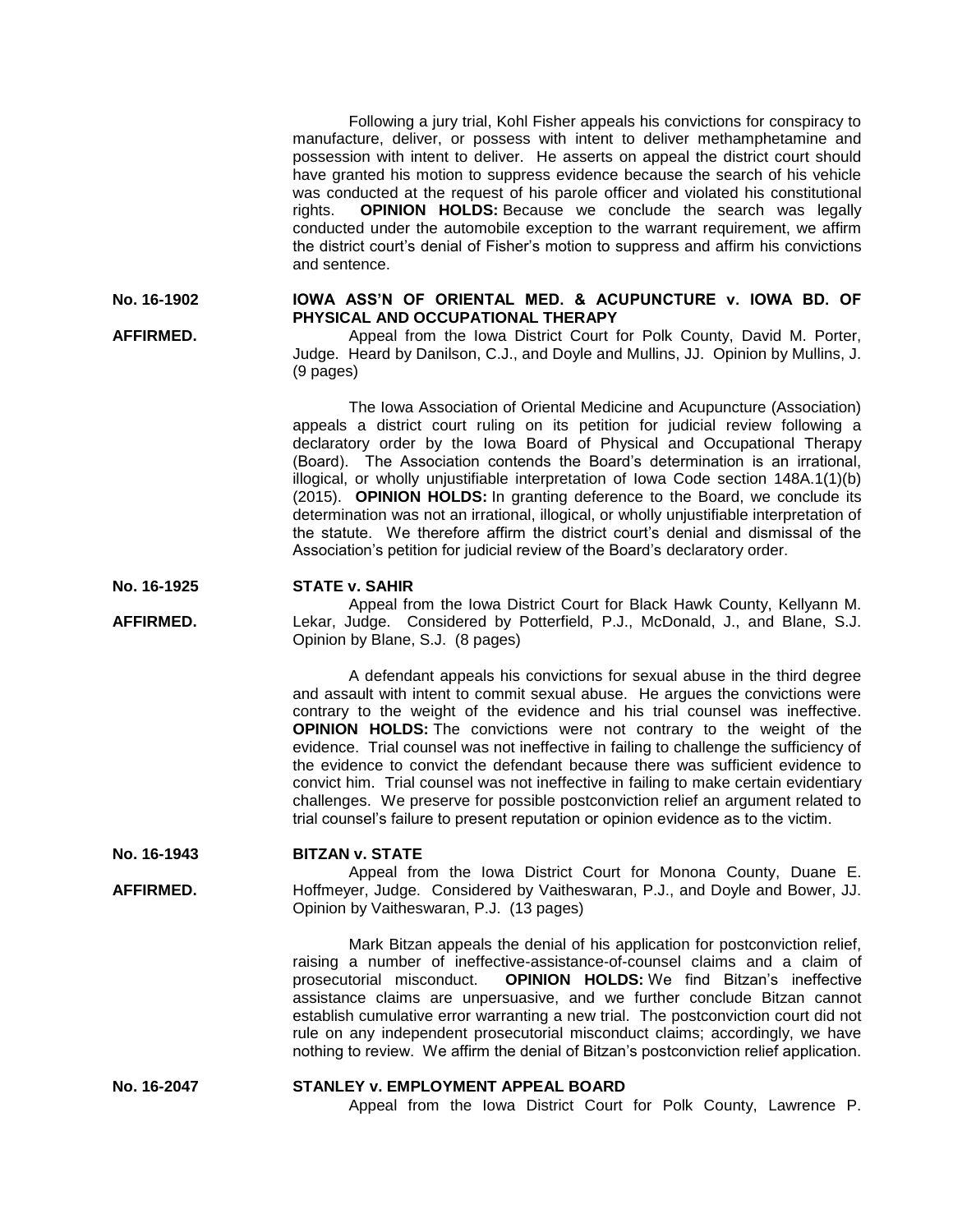Following a jury trial, Kohl Fisher appeals his convictions for conspiracy to manufacture, deliver, or possess with intent to deliver methamphetamine and possession with intent to deliver. He asserts on appeal the district court should have granted his motion to suppress evidence because the search of his vehicle was conducted at the request of his parole officer and violated his constitutional rights. **OPINION HOLDS:** Because we conclude the search was legally conducted under the automobile exception to the warrant requirement, we affirm the district court's denial of Fisher's motion to suppress and affirm his convictions and sentence.

**No. 16-1902** **IOWA ASS'N OF ORIENTAL MED. & ACUPUNCTURE v. IOWA BD. OF PHYSICAL AND OCCUPATIONAL THERAPY**

**AFFIRMED.** Appeal from the Iowa District Court for Polk County, David M. Porter, Judge. Heard by Danilson, C.J., and Doyle and Mullins, JJ. Opinion by Mullins, J. (9 pages)

The Iowa Association of Oriental Medicine and Acupuncture (Association) appeals a district court ruling on its petition for judicial review following a declaratory order by the Iowa Board of Physical and Occupational Therapy (Board). The Association contends the Board's determination is an irrational, illogical, or wholly unjustifiable interpretation of Iowa Code section 148A.1(1)(b) (2015). **OPINION HOLDS:** In granting deference to the Board, we conclude its determination was not an irrational, illogical, or wholly unjustifiable interpretation of the statute. We therefore affirm the district court's denial and dismissal of the Association's petition for judicial review of the Board's declaratory order.

**No. 16-1925** **STATE v. SAHIR**

**AFFIRMED.** Appeal from the Iowa District Court for Black Hawk County, Kellyann M. Lekar, Judge. Considered by Potterfield, P.J., McDonald, J., and Blane, S.J. Opinion by Blane, S.J. (8 pages)

A defendant appeals his convictions for sexual abuse in the third degree and assault with intent to commit sexual abuse. He argues the convictions were contrary to the weight of the evidence and his trial counsel was ineffective. **OPINION HOLDS:** The convictions were not contrary to the weight of the evidence. Trial counsel was not ineffective in failing to challenge the sufficiency of the evidence to convict the defendant because there was sufficient evidence to convict him. Trial counsel was not ineffective in failing to make certain evidentiary challenges. We preserve for possible postconviction relief an argument related to trial counsel's failure to present reputation or opinion evidence as to the victim.

**No. 16-1943** **BITZAN v. STATE**

**AFFIRMED.** Appeal from the Iowa District Court for Monona County, Duane E. Hoffmeyer, Judge. Considered by Vaitheswaran, P.J., and Doyle and Bower, JJ. Opinion by Vaitheswaran, P.J. (13 pages)

Mark Bitzan appeals the denial of his application for postconviction relief, raising a number of ineffective-assistance-of-counsel claims and a claim of prosecutorial misconduct. **OPINION HOLDS:** We find Bitzan's ineffective assistance claims are unpersuasive, and we further conclude Bitzan cannot establish cumulative error warranting a new trial. The postconviction court did not rule on any independent prosecutorial misconduct claims; accordingly, we have nothing to review. We affirm the denial of Bitzan's postconviction relief application.

**No. 16-2047** **STANLEY v. EMPLOYMENT APPEAL BOARD**

Appeal from the Iowa District Court for Polk County, Lawrence P.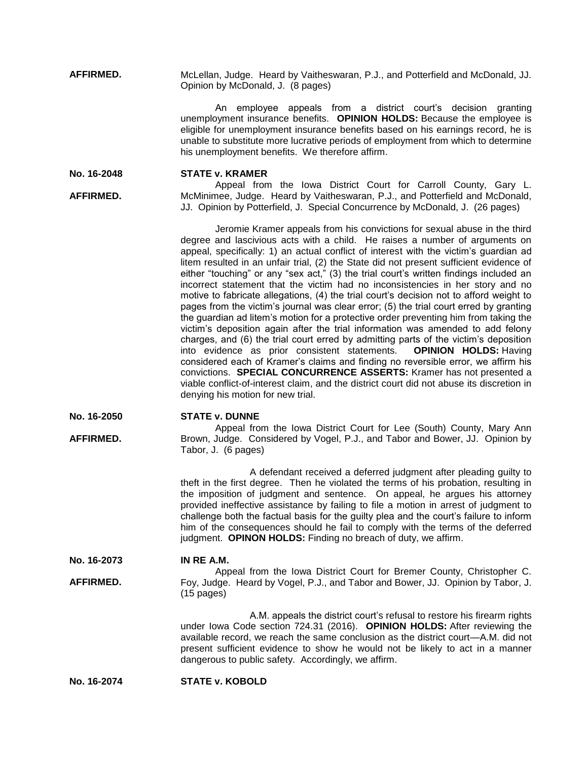**AFFIRMED.**

McLellan, Judge. Heard by Vaitheswaran, P.J., and Potterfield and McDonald, JJ. Opinion by McDonald, J. (8 pages)

An employee appeals from a district court's decision granting unemployment insurance benefits. **OPINION HOLDS:** Because the employee is eligible for unemployment insurance benefits based on his earnings record, he is unable to substitute more lucrative periods of employment from which to determine his unemployment benefits. We therefore affirm.

**No. 16-2048** **STATE v. KRAMER**

**AFFIRMED.**

Appeal from the Iowa District Court for Carroll County, Gary L. McMinimee, Judge. Heard by Vaitheswaran, P.J., and Potterfield and McDonald, JJ. Opinion by Potterfield, J. Special Concurrence by McDonald, J. (26 pages)

Jeromie Kramer appeals from his convictions for sexual abuse in the third degree and lascivious acts with a child. He raises a number of arguments on appeal, specifically: 1) an actual conflict of interest with the victim's guardian ad litem resulted in an unfair trial, (2) the State did not present sufficient evidence of either "touching" or any "sex act," (3) the trial court's written findings included an incorrect statement that the victim had no inconsistencies in her story and no motive to fabricate allegations, (4) the trial court's decision not to afford weight to pages from the victim's journal was clear error; (5) the trial court erred by granting the guardian ad litem's motion for a protective order preventing him from taking the victim's deposition again after the trial information was amended to add felony charges, and (6) the trial court erred by admitting parts of the victim's deposition into evidence as prior consistent statements. **OPINION HOLDS:** Having considered each of Kramer's claims and finding no reversible error, we affirm his convictions. **SPECIAL CONCURRENCE ASSERTS:** Kramer has not presented a viable conflict-of-interest claim, and the district court did not abuse its discretion in denying his motion for new trial.

**No. 16-2050** **STATE v. DUNNE**

**AFFIRMED.**

Appeal from the Iowa District Court for Lee (South) County, Mary Ann Brown, Judge. Considered by Vogel, P.J., and Tabor and Bower, JJ. Opinion by Tabor, J. (6 pages)

A defendant received a deferred judgment after pleading guilty to theft in the first degree. Then he violated the terms of his probation, resulting in the imposition of judgment and sentence. On appeal, he argues his attorney provided ineffective assistance by failing to file a motion in arrest of judgment to challenge both the factual basis for the guilty plea and the court's failure to inform him of the consequences should he fail to comply with the terms of the deferred judgment. **OPINON HOLDS:** Finding no breach of duty, we affirm.

**No. 16-2073** **IN RE A.M.**

**AFFIRMED.**

Appeal from the Iowa District Court for Bremer County, Christopher C. Foy, Judge. Heard by Vogel, P.J., and Tabor and Bower, JJ. Opinion by Tabor, J. (15 pages)

A.M. appeals the district court's refusal to restore his firearm rights under Iowa Code section 724.31 (2016). **OPINION HOLDS:** After reviewing the available record, we reach the same conclusion as the district court—A.M. did not present sufficient evidence to show he would not be likely to act in a manner dangerous to public safety. Accordingly, we affirm.

**No. 16-2074** **STATE v. KOBOLD**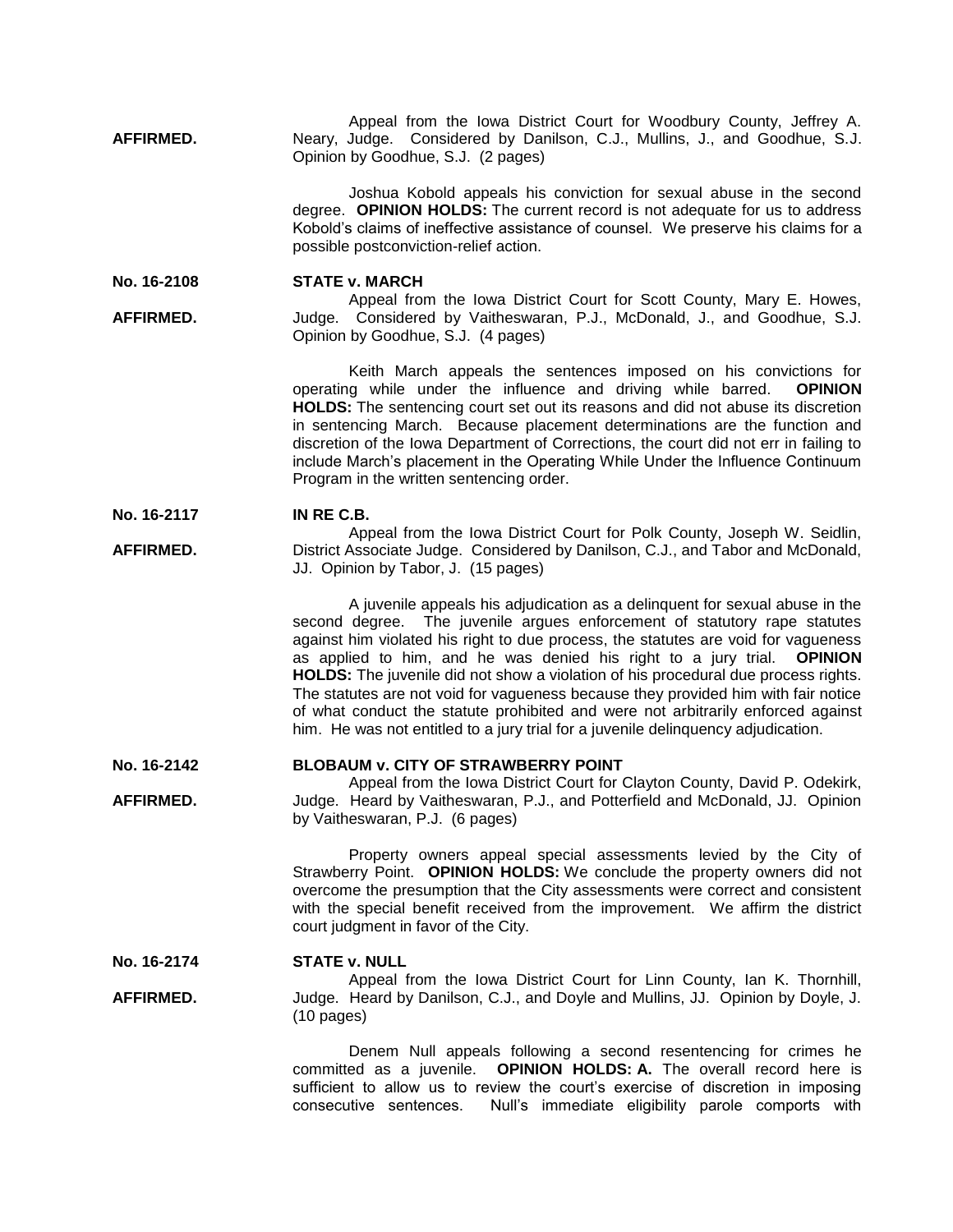**AFFIRMED.**

Appeal from the Iowa District Court for Woodbury County, Jeffrey A. Neary, Judge. Considered by Danilson, C.J., Mullins, J., and Goodhue, S.J. Opinion by Goodhue, S.J. (2 pages)

Joshua Kobold appeals his conviction for sexual abuse in the second degree. **OPINION HOLDS:** The current record is not adequate for us to address Kobold's claims of ineffective assistance of counsel. We preserve his claims for a possible postconviction-relief action.

**No. 16-2108** **STATE v. MARCH**

**AFFIRMED.**

Appeal from the Iowa District Court for Scott County, Mary E. Howes, Judge. Considered by Vaitheswaran, P.J., McDonald, J., and Goodhue, S.J. Opinion by Goodhue, S.J. (4 pages)

Keith March appeals the sentences imposed on his convictions for operating while under the influence and driving while barred. **OPINION HOLDS:** The sentencing court set out its reasons and did not abuse its discretion in sentencing March. Because placement determinations are the function and discretion of the Iowa Department of Corrections, the court did not err in failing to include March's placement in the Operating While Under the Influence Continuum Program in the written sentencing order.

**No. 16-2117** **IN RE C.B.**

**AFFIRMED.**

Appeal from the Iowa District Court for Polk County, Joseph W. Seidlin, District Associate Judge. Considered by Danilson, C.J., and Tabor and McDonald, JJ. Opinion by Tabor, J. (15 pages)

A juvenile appeals his adjudication as a delinquent for sexual abuse in the second degree. The juvenile argues enforcement of statutory rape statutes against him violated his right to due process, the statutes are void for vagueness as applied to him, and he was denied his right to a jury trial. **OPINION HOLDS:** The juvenile did not show a violation of his procedural due process rights. The statutes are not void for vagueness because they provided him with fair notice of what conduct the statute prohibited and were not arbitrarily enforced against him. He was not entitled to a jury trial for a juvenile delinquency adjudication.

**No. 16-2142** **BLOBAUM v. CITY OF STRAWBERRY POINT**

**AFFIRMED.**

Appeal from the Iowa District Court for Clayton County, David P. Odekirk, Judge. Heard by Vaitheswaran, P.J., and Potterfield and McDonald, JJ. Opinion by Vaitheswaran, P.J. (6 pages)

Property owners appeal special assessments levied by the City of Strawberry Point. **OPINION HOLDS:** We conclude the property owners did not overcome the presumption that the City assessments were correct and consistent with the special benefit received from the improvement. We affirm the district court judgment in favor of the City.

**No. 16-2174** **STATE v. NULL**

**AFFIRMED.**

Appeal from the Iowa District Court for Linn County, Ian K. Thornhill, Judge. Heard by Danilson, C.J., and Doyle and Mullins, JJ. Opinion by Doyle, J. (10 pages)

Denem Null appeals following a second resentencing for crimes he committed as a juvenile. **OPINION HOLDS: A.** The overall record here is sufficient to allow us to review the court's exercise of discretion in imposing consecutive sentences. Null's immediate eligibility parole comports with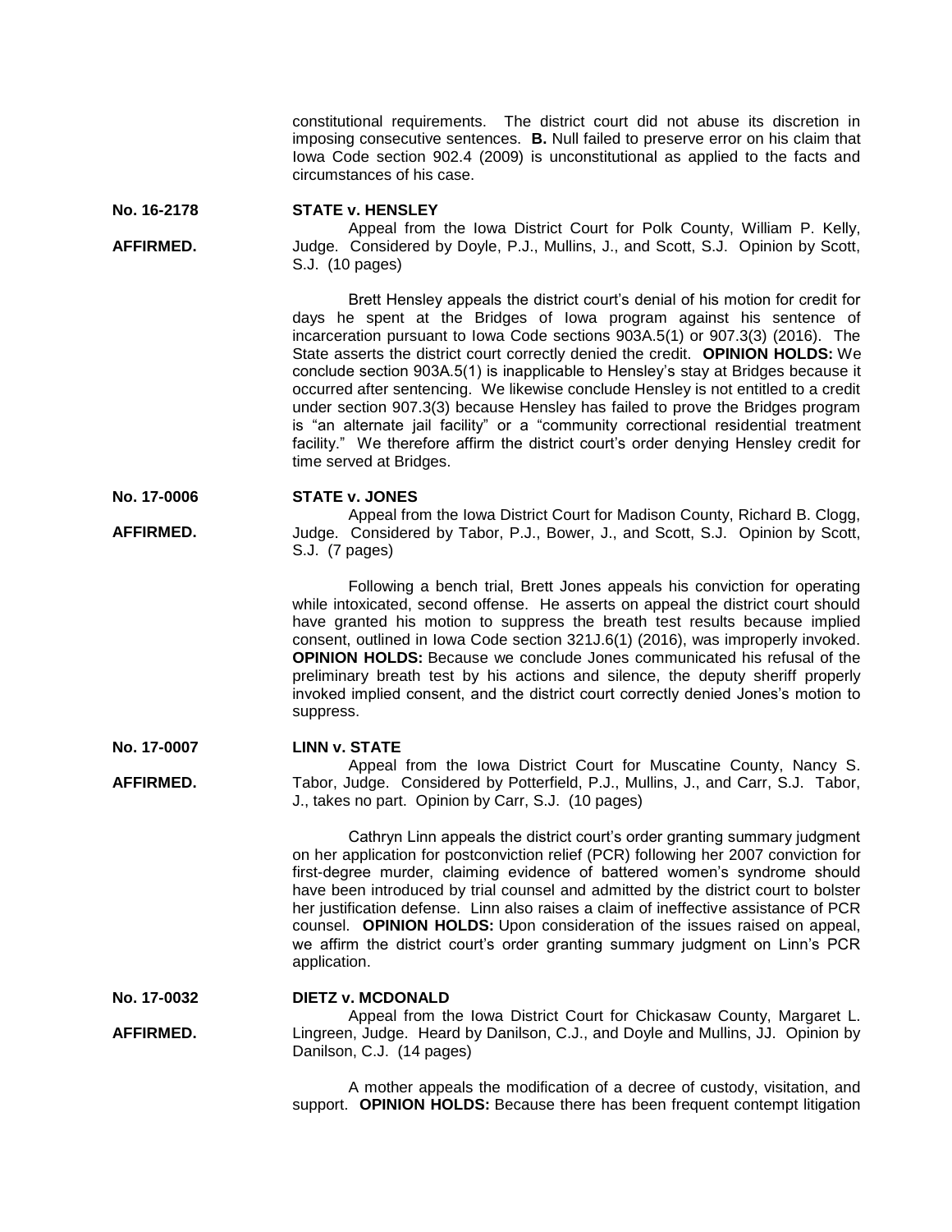constitutional requirements. The district court did not abuse its discretion in imposing consecutive sentences. **B.** Null failed to preserve error on his claim that Iowa Code section 902.4 (2009) is unconstitutional as applied to the facts and circumstances of his case.

**No. 16-2178** **STATE v. HENSLEY**

**AFFIRMED.**

Appeal from the Iowa District Court for Polk County, William P. Kelly, Judge. Considered by Doyle, P.J., Mullins, J., and Scott, S.J. Opinion by Scott, S.J. (10 pages)

Brett Hensley appeals the district court's denial of his motion for credit for days he spent at the Bridges of Iowa program against his sentence of incarceration pursuant to Iowa Code sections 903A.5(1) or 907.3(3) (2016). The State asserts the district court correctly denied the credit. **OPINION HOLDS:** We conclude section 903A.5(1) is inapplicable to Hensley's stay at Bridges because it occurred after sentencing. We likewise conclude Hensley is not entitled to a credit under section 907.3(3) because Hensley has failed to prove the Bridges program is "an alternate jail facility" or a "community correctional residential treatment facility." We therefore affirm the district court's order denying Hensley credit for time served at Bridges.

**No. 17-0006** **STATE v. JONES**

**AFFIRMED.**

Appeal from the Iowa District Court for Madison County, Richard B. Clogg, Judge. Considered by Tabor, P.J., Bower, J., and Scott, S.J. Opinion by Scott, S.J. (7 pages)

Following a bench trial, Brett Jones appeals his conviction for operating while intoxicated, second offense. He asserts on appeal the district court should have granted his motion to suppress the breath test results because implied consent, outlined in Iowa Code section 321J.6(1) (2016), was improperly invoked. **OPINION HOLDS:** Because we conclude Jones communicated his refusal of the preliminary breath test by his actions and silence, the deputy sheriff properly invoked implied consent, and the district court correctly denied Jones's motion to suppress.

**No. 17-0007** **LINN v. STATE**

**AFFIRMED.**

Appeal from the Iowa District Court for Muscatine County, Nancy S. Tabor, Judge. Considered by Potterfield, P.J., Mullins, J., and Carr, S.J. Tabor, J., takes no part. Opinion by Carr, S.J. (10 pages)

Cathryn Linn appeals the district court's order granting summary judgment on her application for postconviction relief (PCR) following her 2007 conviction for first-degree murder, claiming evidence of battered women's syndrome should have been introduced by trial counsel and admitted by the district court to bolster her justification defense. Linn also raises a claim of ineffective assistance of PCR counsel. **OPINION HOLDS:** Upon consideration of the issues raised on appeal, we affirm the district court's order granting summary judgment on Linn's PCR application.

**No. 17-0032** **DIETZ v. MCDONALD**

**AFFIRMED.**

Appeal from the Iowa District Court for Chickasaw County, Margaret L. Lingreen, Judge. Heard by Danilson, C.J., and Doyle and Mullins, JJ. Opinion by Danilson, C.J. (14 pages)

A mother appeals the modification of a decree of custody, visitation, and support. **OPINION HOLDS:** Because there has been frequent contempt litigation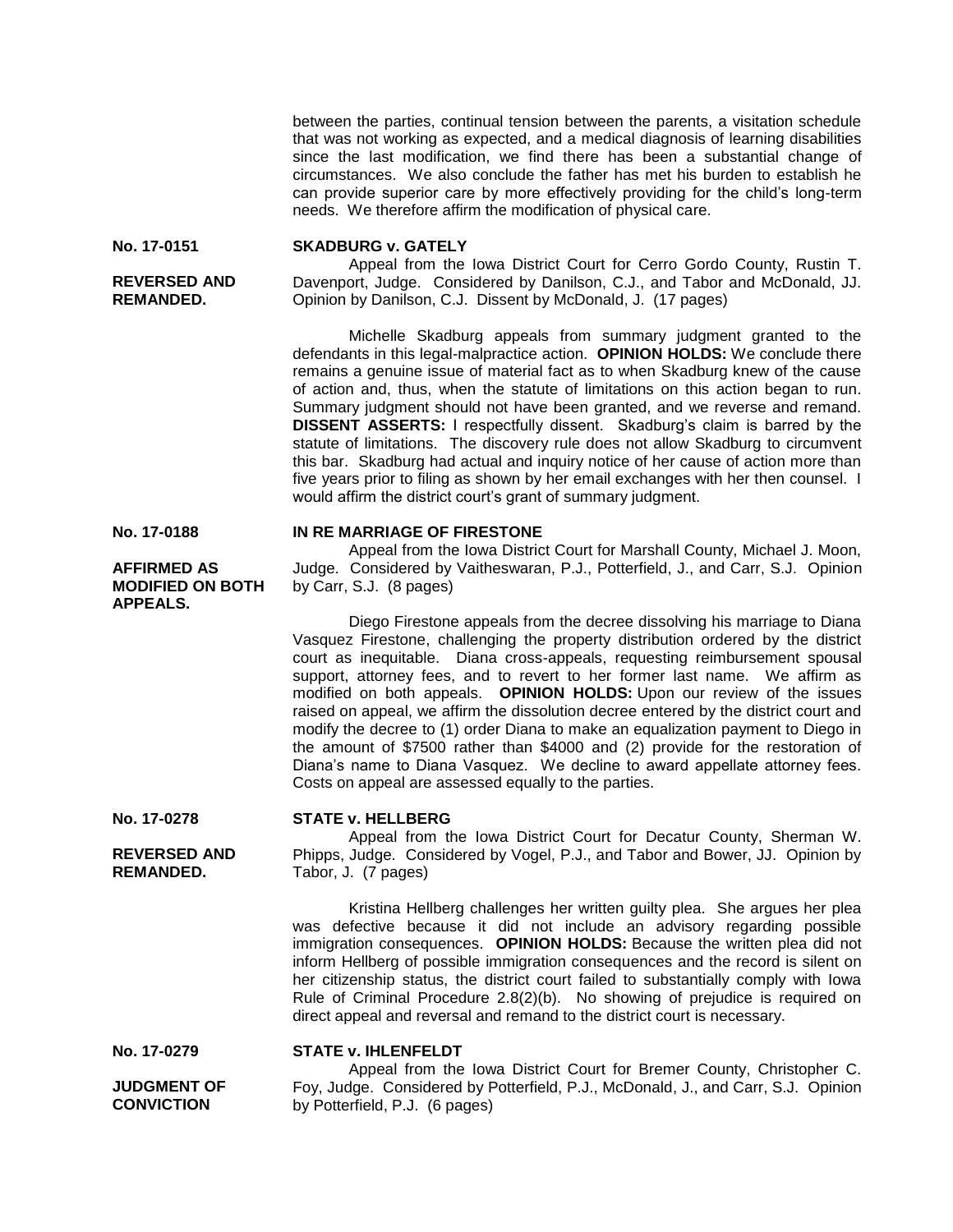between the parties, continual tension between the parents, a visitation schedule that was not working as expected, and a medical diagnosis of learning disabilities since the last modification, we find there has been a substantial change of circumstances. We also conclude the father has met his burden to establish he can provide superior care by more effectively providing for the child's long-term needs. We therefore affirm the modification of physical care.

**No. 17-0151**

**REVERSED AND REMANDED.**

**SKADBURG v. GATELY**

Appeal from the Iowa District Court for Cerro Gordo County, Rustin T. Davenport, Judge. Considered by Danilson, C.J., and Tabor and McDonald, JJ. Opinion by Danilson, C.J. Dissent by McDonald, J. (17 pages)

Michelle Skadburg appeals from summary judgment granted to the defendants in this legal-malpractice action. **OPINION HOLDS:** We conclude there remains a genuine issue of material fact as to when Skadburg knew of the cause of action and, thus, when the statute of limitations on this action began to run. Summary judgment should not have been granted, and we reverse and remand. **DISSENT ASSERTS:** I respectfully dissent. Skadburg's claim is barred by the statute of limitations. The discovery rule does not allow Skadburg to circumvent this bar. Skadburg had actual and inquiry notice of her cause of action more than five years prior to filing as shown by her email exchanges with her then counsel. I would affirm the district court's grant of summary judgment.

**No. 17-0188**

**AFFIRMED AS MODIFIED ON BOTH APPEALS.**

**IN RE MARRIAGE OF FIRESTONE**

Appeal from the Iowa District Court for Marshall County, Michael J. Moon, Judge. Considered by Vaitheswaran, P.J., Potterfield, J., and Carr, S.J. Opinion by Carr, S.J. (8 pages)

Diego Firestone appeals from the decree dissolving his marriage to Diana Vasquez Firestone, challenging the property distribution ordered by the district court as inequitable. Diana cross-appeals, requesting reimbursement spousal support, attorney fees, and to revert to her former last name. We affirm as modified on both appeals. **OPINION HOLDS:** Upon our review of the issues raised on appeal, we affirm the dissolution decree entered by the district court and modify the decree to (1) order Diana to make an equalization payment to Diego in the amount of $7500 rather than $4000 and (2) provide for the restoration of Diana's name to Diana Vasquez. We decline to award appellate attorney fees. Costs on appeal are assessed equally to the parties.

**No. 17-0278**

**REVERSED AND REMANDED.**

**STATE v. HELLBERG**

Appeal from the Iowa District Court for Decatur County, Sherman W. Phipps, Judge. Considered by Vogel, P.J., and Tabor and Bower, JJ. Opinion by Tabor, J. (7 pages)

Kristina Hellberg challenges her written guilty plea. She argues her plea was defective because it did not include an advisory regarding possible immigration consequences. **OPINION HOLDS:** Because the written plea did not inform Hellberg of possible immigration consequences and the record is silent on her citizenship status, the district court failed to substantially comply with Iowa Rule of Criminal Procedure 2.8(2)(b). No showing of prejudice is required on direct appeal and reversal and remand to the district court is necessary.

**No. 17-0279**

**JUDGMENT OF CONVICTION**

**STATE v. IHLENFELDT**

Appeal from the Iowa District Court for Bremer County, Christopher C. Foy, Judge. Considered by Potterfield, P.J., McDonald, J., and Carr, S.J. Opinion by Potterfield, P.J. (6 pages)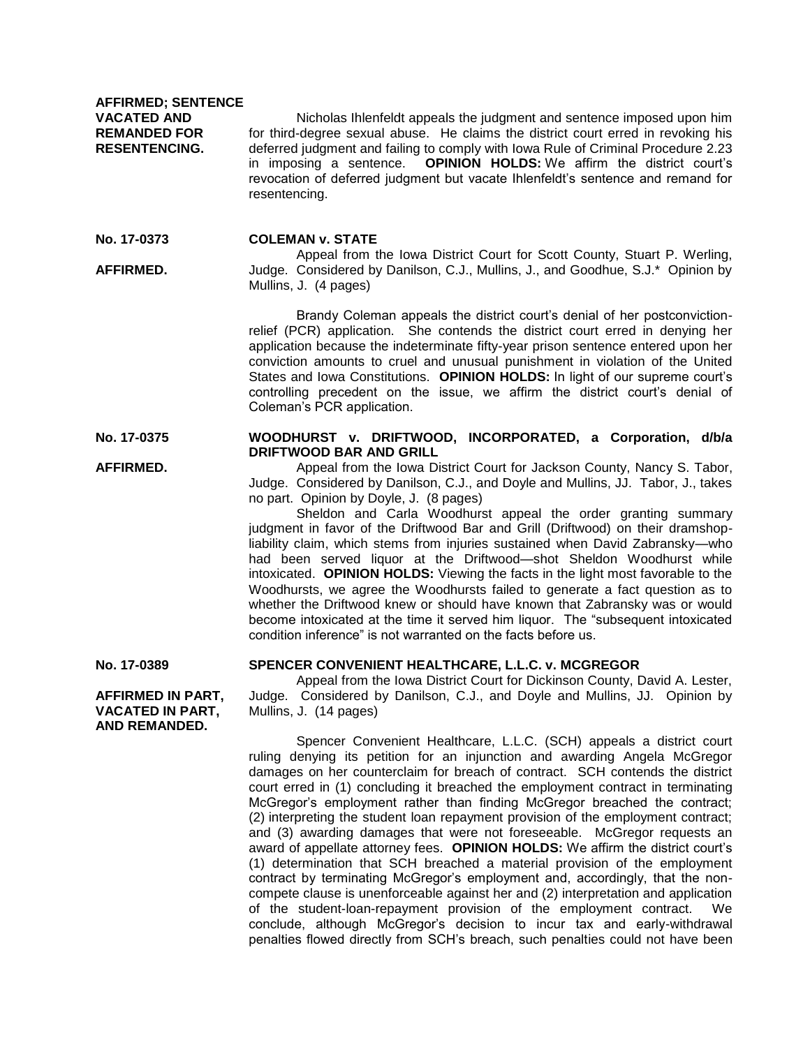**AFFIRMED; SENTENCE VACATED AND REMANDED FOR RESENTENCING.**

Nicholas Ihlenfeldt appeals the judgment and sentence imposed upon him for third-degree sexual abuse. He claims the district court erred in revoking his deferred judgment and failing to comply with Iowa Rule of Criminal Procedure 2.23 in imposing a sentence. **OPINION HOLDS:** We affirm the district court's revocation of deferred judgment but vacate Ihlenfeldt's sentence and remand for resentencing.

**No. 17-0373** **COLEMAN v. STATE**

**AFFIRMED.**

Appeal from the Iowa District Court for Scott County, Stuart P. Werling, Judge. Considered by Danilson, C.J., Mullins, J., and Goodhue, S.J.* Opinion by Mullins, J. (4 pages)

Brandy Coleman appeals the district court's denial of her postconviction-relief (PCR) application. She contends the district court erred in denying her application because the indeterminate fifty-year prison sentence entered upon her conviction amounts to cruel and unusual punishment in violation of the United States and Iowa Constitutions. **OPINION HOLDS:** In light of our supreme court's controlling precedent on the issue, we affirm the district court's denial of Coleman's PCR application.

**No. 17-0375** **WOODHURST v. DRIFTWOOD, INCORPORATED, a Corporation, d/b/a DRIFTWOOD BAR AND GRILL**

**AFFIRMED.**

Appeal from the Iowa District Court for Jackson County, Nancy S. Tabor, Judge. Considered by Danilson, C.J., and Doyle and Mullins, JJ. Tabor, J., takes no part. Opinion by Doyle, J. (8 pages)

Sheldon and Carla Woodhurst appeal the order granting summary judgment in favor of the Driftwood Bar and Grill (Driftwood) on their dramshop-liability claim, which stems from injuries sustained when David Zabransky—who had been served liquor at the Driftwood—shot Sheldon Woodhurst while intoxicated. **OPINION HOLDS:** Viewing the facts in the light most favorable to the Woodhursts, we agree the Woodhursts failed to generate a fact question as to whether the Driftwood knew or should have known that Zabransky was or would become intoxicated at the time it served him liquor. The "subsequent intoxicated condition inference" is not warranted on the facts before us.

**No. 17-0389** **SPENCER CONVENIENT HEALTHCARE, L.L.C. v. MCGREGOR**

**AFFIRMED IN PART, VACATED IN PART, AND REMANDED.**

Appeal from the Iowa District Court for Dickinson County, David A. Lester, Judge. Considered by Danilson, C.J., and Doyle and Mullins, JJ. Opinion by Mullins, J. (14 pages)

Spencer Convenient Healthcare, L.L.C. (SCH) appeals a district court ruling denying its petition for an injunction and awarding Angela McGregor damages on her counterclaim for breach of contract. SCH contends the district court erred in (1) concluding it breached the employment contract in terminating McGregor's employment rather than finding McGregor breached the contract; (2) interpreting the student loan repayment provision of the employment contract; and (3) awarding damages that were not foreseeable. McGregor requests an award of appellate attorney fees. **OPINION HOLDS:** We affirm the district court's (1) determination that SCH breached a material provision of the employment contract by terminating McGregor's employment and, accordingly, that the non-compete clause is unenforceable against her and (2) interpretation and application of the student-loan-repayment provision of the employment contract. We conclude, although McGregor's decision to incur tax and early-withdrawal penalties flowed directly from SCH's breach, such penalties could not have been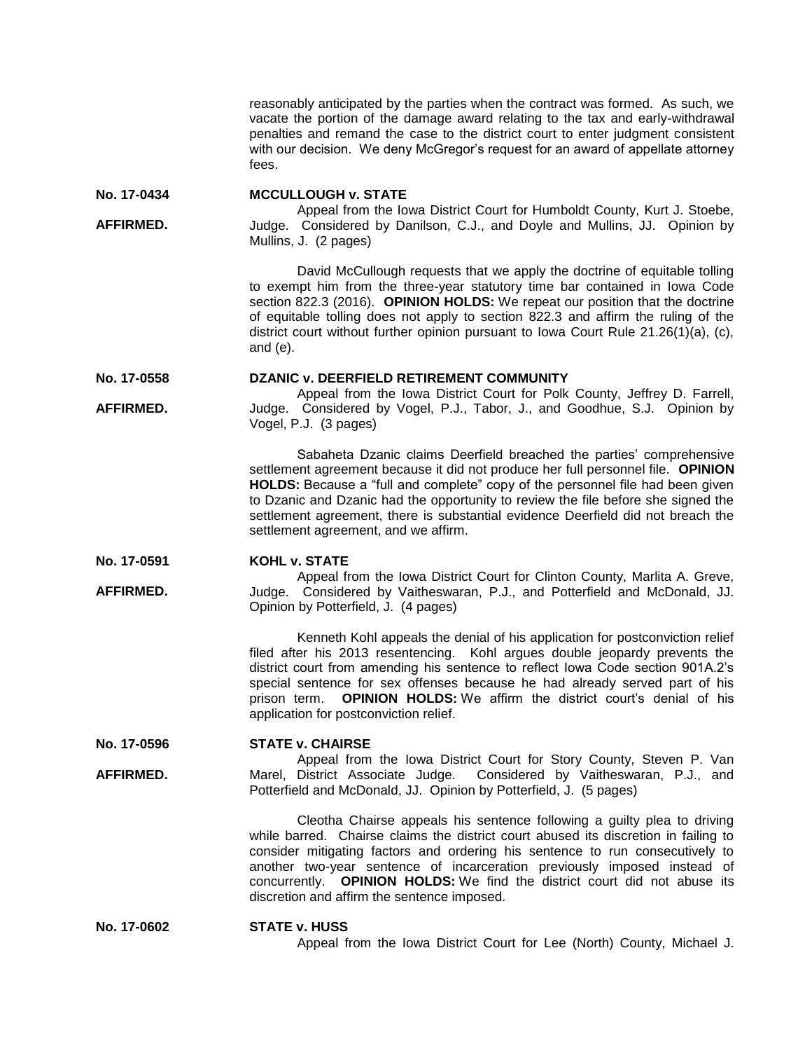reasonably anticipated by the parties when the contract was formed. As such, we vacate the portion of the damage award relating to the tax and early-withdrawal penalties and remand the case to the district court to enter judgment consistent with our decision. We deny McGregor's request for an award of appellate attorney fees.

**No. 17-0434** **MCCULLOUGH v. STATE**

**AFFIRMED.**

Appeal from the Iowa District Court for Humboldt County, Kurt J. Stoebe, Judge. Considered by Danilson, C.J., and Doyle and Mullins, JJ. Opinion by Mullins, J. (2 pages)

David McCullough requests that we apply the doctrine of equitable tolling to exempt him from the three-year statutory time bar contained in Iowa Code section 822.3 (2016). **OPINION HOLDS:** We repeat our position that the doctrine of equitable tolling does not apply to section 822.3 and affirm the ruling of the district court without further opinion pursuant to Iowa Court Rule 21.26(1)(a), (c), and (e).

**No. 17-0558** **DZANIC v. DEERFIELD RETIREMENT COMMUNITY**

**AFFIRMED.**

Appeal from the Iowa District Court for Polk County, Jeffrey D. Farrell, Judge. Considered by Vogel, P.J., Tabor, J., and Goodhue, S.J. Opinion by Vogel, P.J. (3 pages)

Sabaheta Dzanic claims Deerfield breached the parties' comprehensive settlement agreement because it did not produce her full personnel file. **OPINION HOLDS:** Because a "full and complete" copy of the personnel file had been given to Dzanic and Dzanic had the opportunity to review the file before she signed the settlement agreement, there is substantial evidence Deerfield did not breach the settlement agreement, and we affirm.

**No. 17-0591** **KOHL v. STATE**

**AFFIRMED.**

Appeal from the Iowa District Court for Clinton County, Marlita A. Greve, Judge. Considered by Vaitheswaran, P.J., and Potterfield and McDonald, JJ. Opinion by Potterfield, J. (4 pages)

Kenneth Kohl appeals the denial of his application for postconviction relief filed after his 2013 resentencing. Kohl argues double jeopardy prevents the district court from amending his sentence to reflect Iowa Code section 901A.2's special sentence for sex offenses because he had already served part of his prison term. **OPINION HOLDS:** We affirm the district court's denial of his application for postconviction relief.

**No. 17-0596** **STATE v. CHAIRSE**

**AFFIRMED.**

Appeal from the Iowa District Court for Story County, Steven P. Van Marel, District Associate Judge. Considered by Vaitheswaran, P.J., and Potterfield and McDonald, JJ. Opinion by Potterfield, J. (5 pages)

Cleotha Chairse appeals his sentence following a guilty plea to driving while barred. Chairse claims the district court abused its discretion in failing to consider mitigating factors and ordering his sentence to run consecutively to another two-year sentence of incarceration previously imposed instead of concurrently. **OPINION HOLDS:** We find the district court did not abuse its discretion and affirm the sentence imposed.

**No. 17-0602** **STATE v. HUSS**

Appeal from the Iowa District Court for Lee (North) County, Michael J.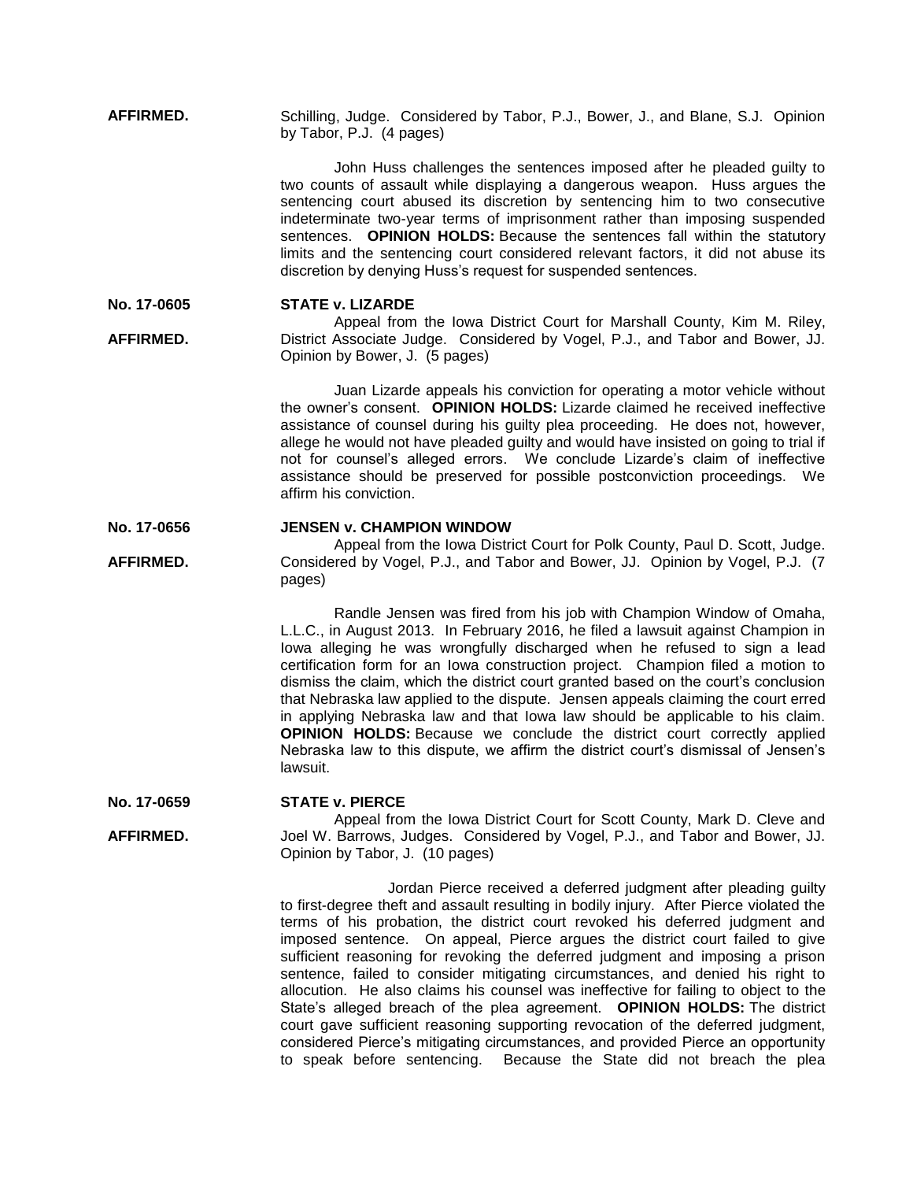**AFFIRMED.**

Schilling, Judge. Considered by Tabor, P.J., Bower, J., and Blane, S.J. Opinion by Tabor, P.J. (4 pages)

John Huss challenges the sentences imposed after he pleaded guilty to two counts of assault while displaying a dangerous weapon. Huss argues the sentencing court abused its discretion by sentencing him to two consecutive indeterminate two-year terms of imprisonment rather than imposing suspended sentences. **OPINION HOLDS:** Because the sentences fall within the statutory limits and the sentencing court considered relevant factors, it did not abuse its discretion by denying Huss's request for suspended sentences.

**No. 17-0605** **STATE v. LIZARDE**

**AFFIRMED.**

Appeal from the Iowa District Court for Marshall County, Kim M. Riley, District Associate Judge. Considered by Vogel, P.J., and Tabor and Bower, JJ. Opinion by Bower, J. (5 pages)

Juan Lizarde appeals his conviction for operating a motor vehicle without the owner's consent. **OPINION HOLDS:** Lizarde claimed he received ineffective assistance of counsel during his guilty plea proceeding. He does not, however, allege he would not have pleaded guilty and would have insisted on going to trial if not for counsel's alleged errors. We conclude Lizarde's claim of ineffective assistance should be preserved for possible postconviction proceedings. We affirm his conviction.

**No. 17-0656** **JENSEN v. CHAMPION WINDOW**

**AFFIRMED.**

Appeal from the Iowa District Court for Polk County, Paul D. Scott, Judge. Considered by Vogel, P.J., and Tabor and Bower, JJ. Opinion by Vogel, P.J. (7 pages)

Randle Jensen was fired from his job with Champion Window of Omaha, L.L.C., in August 2013. In February 2016, he filed a lawsuit against Champion in Iowa alleging he was wrongfully discharged when he refused to sign a lead certification form for an Iowa construction project. Champion filed a motion to dismiss the claim, which the district court granted based on the court's conclusion that Nebraska law applied to the dispute. Jensen appeals claiming the court erred in applying Nebraska law and that Iowa law should be applicable to his claim. **OPINION HOLDS:** Because we conclude the district court correctly applied Nebraska law to this dispute, we affirm the district court's dismissal of Jensen's lawsuit.

**No. 17-0659** **STATE v. PIERCE**

**AFFIRMED.**

Appeal from the Iowa District Court for Scott County, Mark D. Cleve and Joel W. Barrows, Judges. Considered by Vogel, P.J., and Tabor and Bower, JJ. Opinion by Tabor, J. (10 pages)

Jordan Pierce received a deferred judgment after pleading guilty to first-degree theft and assault resulting in bodily injury. After Pierce violated the terms of his probation, the district court revoked his deferred judgment and imposed sentence. On appeal, Pierce argues the district court failed to give sufficient reasoning for revoking the deferred judgment and imposing a prison sentence, failed to consider mitigating circumstances, and denied his right to allocution. He also claims his counsel was ineffective for failing to object to the State's alleged breach of the plea agreement. **OPINION HOLDS:** The district court gave sufficient reasoning supporting revocation of the deferred judgment, considered Pierce's mitigating circumstances, and provided Pierce an opportunity to speak before sentencing. Because the State did not breach the plea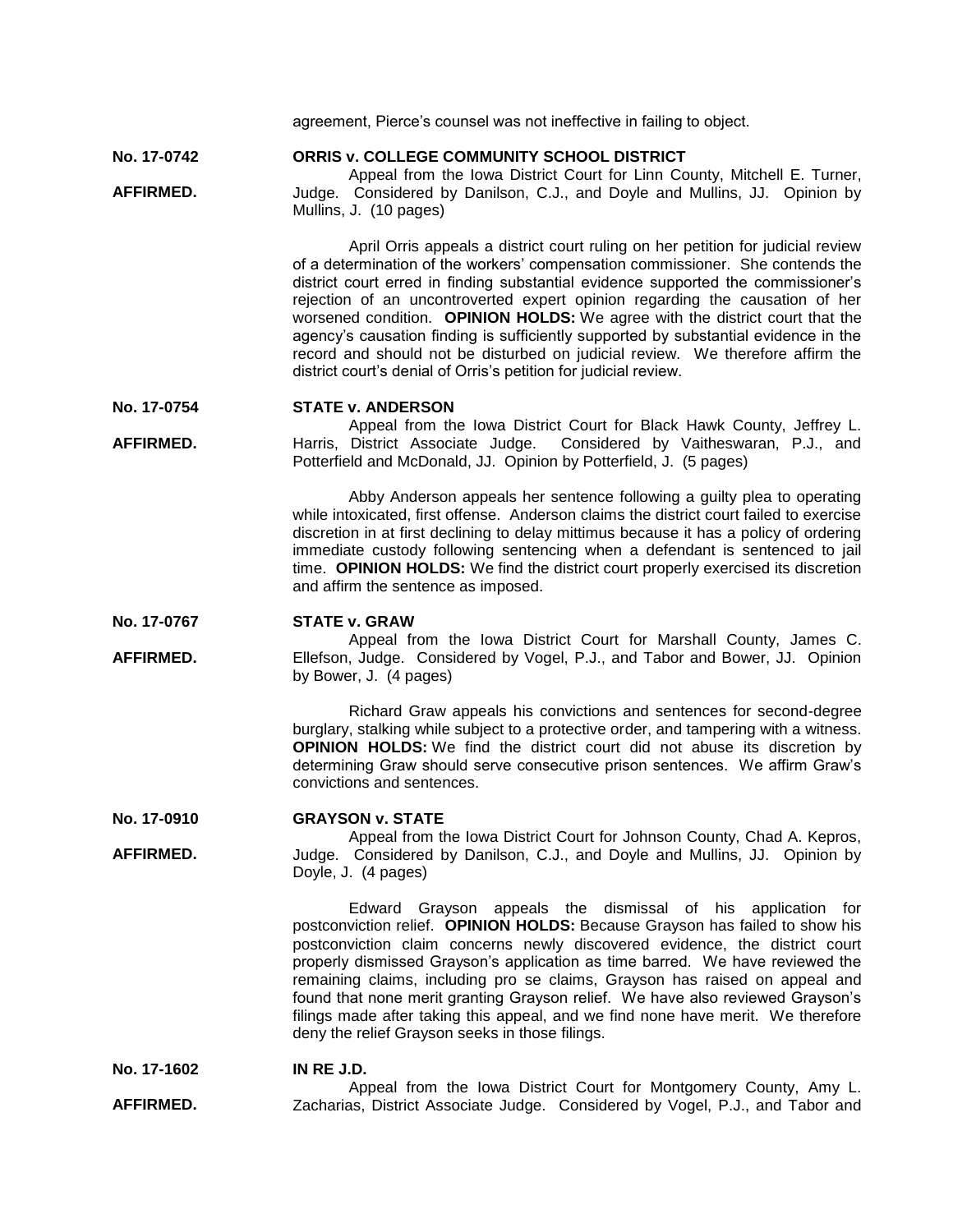agreement, Pierce's counsel was not ineffective in failing to object.

**No. 17-0742** **ORRIS v. COLLEGE COMMUNITY SCHOOL DISTRICT**

**AFFIRMED.**

Appeal from the Iowa District Court for Linn County, Mitchell E. Turner, Judge. Considered by Danilson, C.J., and Doyle and Mullins, JJ. Opinion by Mullins, J. (10 pages)

April Orris appeals a district court ruling on her petition for judicial review of a determination of the workers' compensation commissioner. She contends the district court erred in finding substantial evidence supported the commissioner's rejection of an uncontroverted expert opinion regarding the causation of her worsened condition. **OPINION HOLDS:** We agree with the district court that the agency's causation finding is sufficiently supported by substantial evidence in the record and should not be disturbed on judicial review. We therefore affirm the district court's denial of Orris's petition for judicial review.

**No. 17-0754** **STATE v. ANDERSON**

**AFFIRMED.**

Appeal from the Iowa District Court for Black Hawk County, Jeffrey L. Harris, District Associate Judge. Considered by Vaitheswaran, P.J., and Potterfield and McDonald, JJ. Opinion by Potterfield, J. (5 pages)

Abby Anderson appeals her sentence following a guilty plea to operating while intoxicated, first offense. Anderson claims the district court failed to exercise discretion in at first declining to delay mittimus because it has a policy of ordering immediate custody following sentencing when a defendant is sentenced to jail time. **OPINION HOLDS:** We find the district court properly exercised its discretion and affirm the sentence as imposed.

**No. 17-0767** **STATE v. GRAW**

**AFFIRMED.**

Appeal from the Iowa District Court for Marshall County, James C. Ellefson, Judge. Considered by Vogel, P.J., and Tabor and Bower, JJ. Opinion by Bower, J. (4 pages)

Richard Graw appeals his convictions and sentences for second-degree burglary, stalking while subject to a protective order, and tampering with a witness. **OPINION HOLDS:** We find the district court did not abuse its discretion by determining Graw should serve consecutive prison sentences. We affirm Graw's convictions and sentences.

**No. 17-0910** **GRAYSON v. STATE**

**AFFIRMED.**

Appeal from the Iowa District Court for Johnson County, Chad A. Kepros, Judge. Considered by Danilson, C.J., and Doyle and Mullins, JJ. Opinion by Doyle, J. (4 pages)

Edward Grayson appeals the dismissal of his application for postconviction relief. **OPINION HOLDS:** Because Grayson has failed to show his postconviction claim concerns newly discovered evidence, the district court properly dismissed Grayson's application as time barred. We have reviewed the remaining claims, including pro se claims, Grayson has raised on appeal and found that none merit granting Grayson relief. We have also reviewed Grayson's filings made after taking this appeal, and we find none have merit. We therefore deny the relief Grayson seeks in those filings.

**No. 17-1602** **IN RE J.D.**

**AFFIRMED.**

Appeal from the Iowa District Court for Montgomery County, Amy L. Zacharias, District Associate Judge. Considered by Vogel, P.J., and Tabor and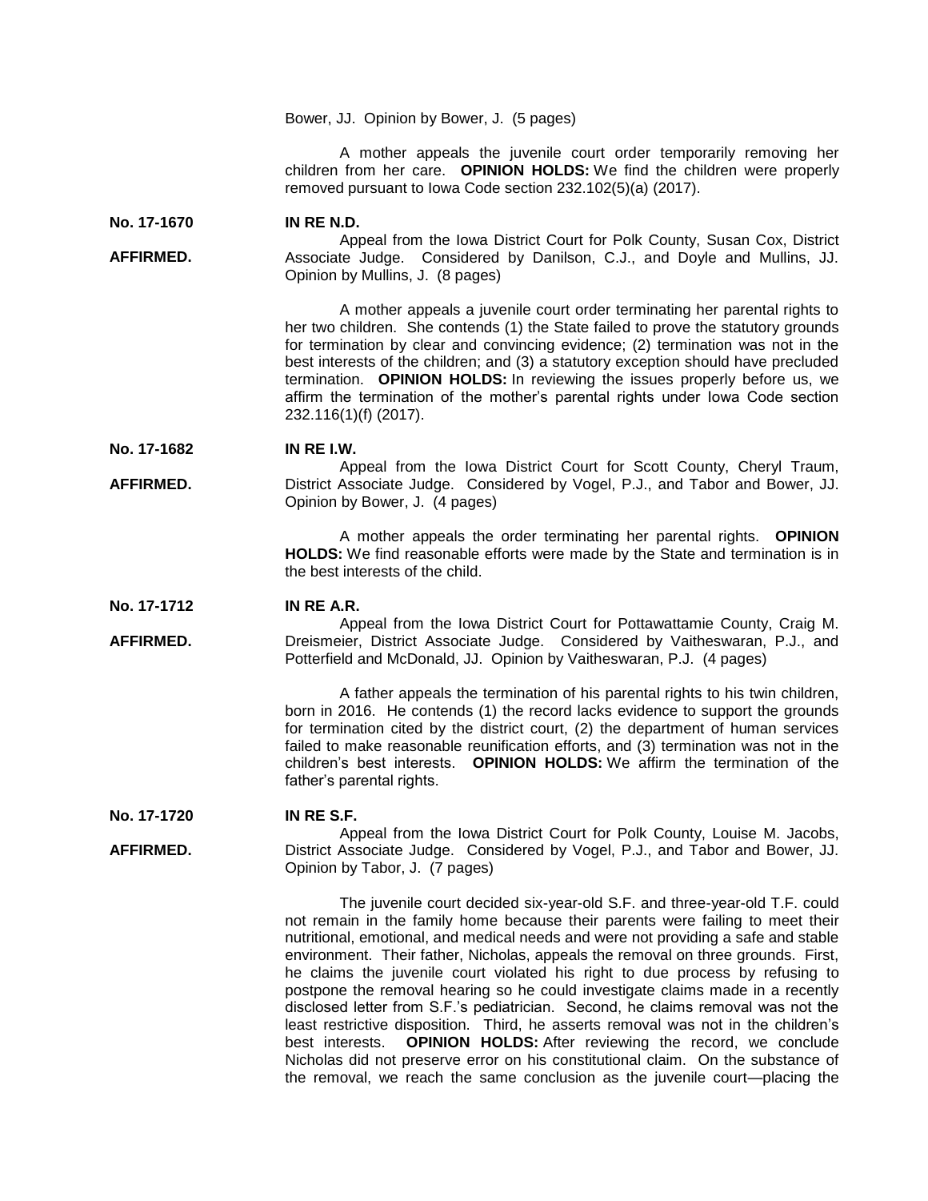Bower, JJ. Opinion by Bower, J. (5 pages)

A mother appeals the juvenile court order temporarily removing her children from her care. **OPINION HOLDS:** We find the children were properly removed pursuant to Iowa Code section 232.102(5)(a) (2017).

**No. 17-1670** **IN RE N.D.**

**AFFIRMED.**

Appeal from the Iowa District Court for Polk County, Susan Cox, District Associate Judge. Considered by Danilson, C.J., and Doyle and Mullins, JJ. Opinion by Mullins, J. (8 pages)

A mother appeals a juvenile court order terminating her parental rights to her two children. She contends (1) the State failed to prove the statutory grounds for termination by clear and convincing evidence; (2) termination was not in the best interests of the children; and (3) a statutory exception should have precluded termination. **OPINION HOLDS:** In reviewing the issues properly before us, we affirm the termination of the mother's parental rights under Iowa Code section 232.116(1)(f) (2017).

**No. 17-1682** **IN RE I.W.**

**AFFIRMED.**

Appeal from the Iowa District Court for Scott County, Cheryl Traum, District Associate Judge. Considered by Vogel, P.J., and Tabor and Bower, JJ. Opinion by Bower, J. (4 pages)

A mother appeals the order terminating her parental rights. **OPINION HOLDS:** We find reasonable efforts were made by the State and termination is in the best interests of the child.

**No. 17-1712** **IN RE A.R.**

**AFFIRMED.**

Appeal from the Iowa District Court for Pottawattamie County, Craig M. Dreismeier, District Associate Judge. Considered by Vaitheswaran, P.J., and Potterfield and McDonald, JJ. Opinion by Vaitheswaran, P.J. (4 pages)

A father appeals the termination of his parental rights to his twin children, born in 2016. He contends (1) the record lacks evidence to support the grounds for termination cited by the district court, (2) the department of human services failed to make reasonable reunification efforts, and (3) termination was not in the children's best interests. **OPINION HOLDS:** We affirm the termination of the father's parental rights.

**No. 17-1720** **IN RE S.F.**

**AFFIRMED.**

Appeal from the Iowa District Court for Polk County, Louise M. Jacobs, District Associate Judge. Considered by Vogel, P.J., and Tabor and Bower, JJ. Opinion by Tabor, J. (7 pages)

The juvenile court decided six-year-old S.F. and three-year-old T.F. could not remain in the family home because their parents were failing to meet their nutritional, emotional, and medical needs and were not providing a safe and stable environment. Their father, Nicholas, appeals the removal on three grounds. First, he claims the juvenile court violated his right to due process by refusing to postpone the removal hearing so he could investigate claims made in a recently disclosed letter from S.F.'s pediatrician. Second, he claims removal was not the least restrictive disposition. Third, he asserts removal was not in the children's best interests. **OPINION HOLDS:** After reviewing the record, we conclude Nicholas did not preserve error on his constitutional claim. On the substance of the removal, we reach the same conclusion as the juvenile court—placing the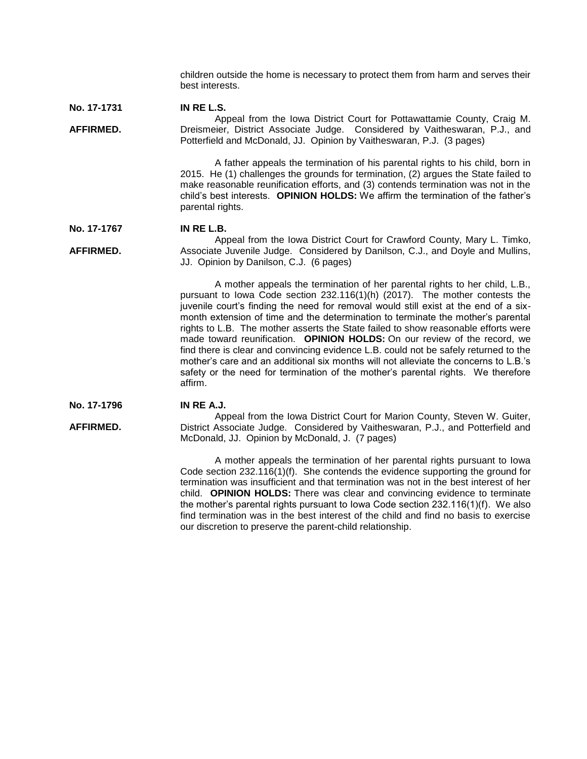children outside the home is necessary to protect them from harm and serves their best interests.

**No. 17-1731** **IN RE L.S.**

**AFFIRMED.**

Appeal from the Iowa District Court for Pottawattamie County, Craig M. Dreismeier, District Associate Judge. Considered by Vaitheswaran, P.J., and Potterfield and McDonald, JJ. Opinion by Vaitheswaran, P.J. (3 pages)

A father appeals the termination of his parental rights to his child, born in 2015. He (1) challenges the grounds for termination, (2) argues the State failed to make reasonable reunification efforts, and (3) contends termination was not in the child's best interests. **OPINION HOLDS:** We affirm the termination of the father's parental rights.

**No. 17-1767** **IN RE L.B.**

**AFFIRMED.**

Appeal from the Iowa District Court for Crawford County, Mary L. Timko, Associate Juvenile Judge. Considered by Danilson, C.J., and Doyle and Mullins, JJ. Opinion by Danilson, C.J. (6 pages)

A mother appeals the termination of her parental rights to her child, L.B., pursuant to Iowa Code section 232.116(1)(h) (2017). The mother contests the juvenile court's finding the need for removal would still exist at the end of a six-month extension of time and the determination to terminate the mother's parental rights to L.B. The mother asserts the State failed to show reasonable efforts were made toward reunification. **OPINION HOLDS:** On our review of the record, we find there is clear and convincing evidence L.B. could not be safely returned to the mother's care and an additional six months will not alleviate the concerns to L.B.'s safety or the need for termination of the mother's parental rights. We therefore affirm.

**No. 17-1796** **IN RE A.J.**

**AFFIRMED.**

Appeal from the Iowa District Court for Marion County, Steven W. Guiter, District Associate Judge. Considered by Vaitheswaran, P.J., and Potterfield and McDonald, JJ. Opinion by McDonald, J. (7 pages)

A mother appeals the termination of her parental rights pursuant to Iowa Code section 232.116(1)(f). She contends the evidence supporting the ground for termination was insufficient and that termination was not in the best interest of her child. **OPINION HOLDS:** There was clear and convincing evidence to terminate the mother's parental rights pursuant to Iowa Code section 232.116(1)(f). We also find termination was in the best interest of the child and find no basis to exercise our discretion to preserve the parent-child relationship.